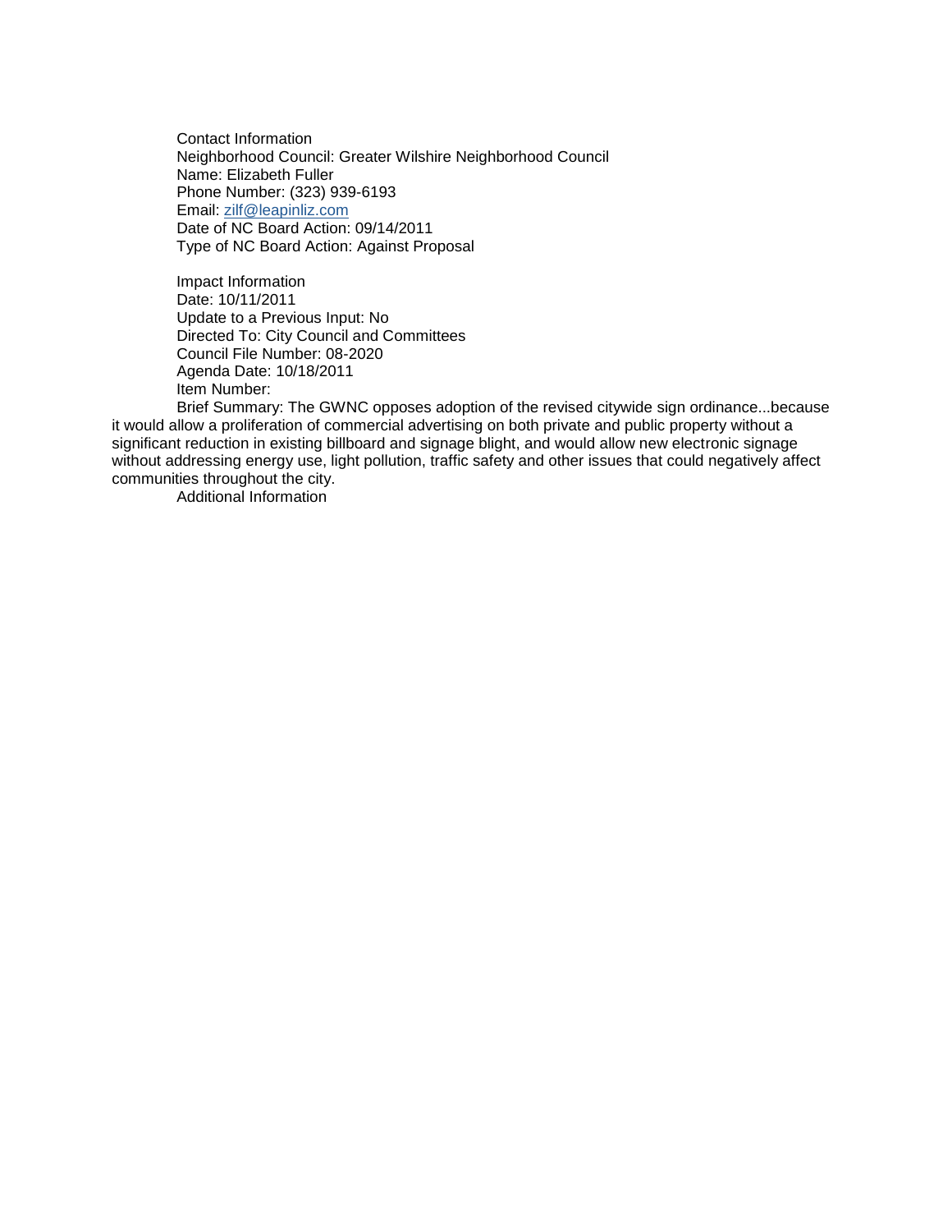Contact Information
Neighborhood Council: Greater Wilshire Neighborhood Council
Name: Elizabeth Fuller
Phone Number: (323) 939-6193
Email: zilf@leapinliz.com
Date of NC Board Action: 09/14/2011
Type of NC Board Action: Against Proposal

Impact Information
Date: 10/11/2011
Update to a Previous Input: No
Directed To: City Council and Committees
Council File Number: 08-2020
Agenda Date: 10/18/2011
Item Number:
Brief Summary: The GWNC opposes adoption of the revised citywide sign ordinance...because it would allow a proliferation of commercial advertising on both private and public property without a significant reduction in existing billboard and signage blight, and would allow new electronic signage without addressing energy use, light pollution, traffic safety and other issues that could negatively affect communities throughout the city.
Additional Information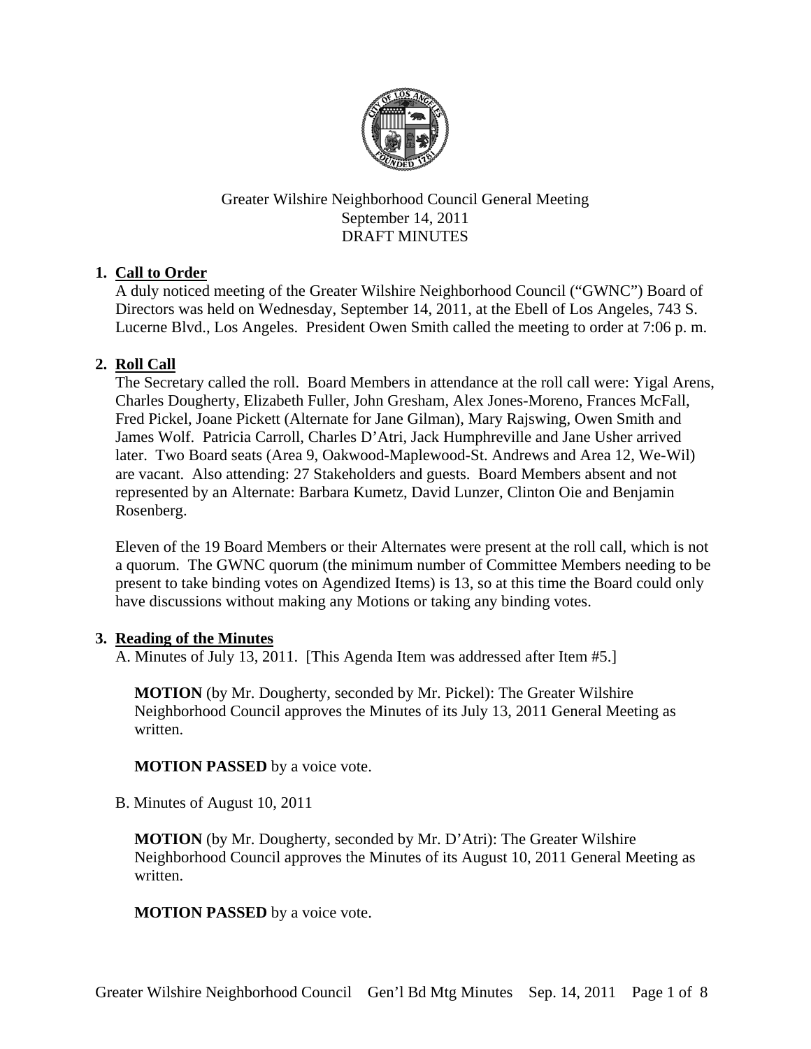Greater Wilshire Neighborhood Council General Meeting
September 14, 2011
DRAFT MINUTES

1. **Call to Order**

A duly noticed meeting of the Greater Wilshire Neighborhood Council ("GWNC") Board of Directors was held on Wednesday, September 14, 2011, at the Ebell of Los Angeles, 743 S. Lucerne Blvd., Los Angeles. President Owen Smith called the meeting to order at 7:06 p. m.

2. **Roll Call**

The Secretary called the roll. Board Members in attendance at the roll call were: Yigal Arens, Charles Dougherty, Elizabeth Fuller, John Gresham, Alex Jones-Moreno, Frances McFall, Fred Pickel, Joane Pickett (Alternate for Jane Gilman), Mary Rajswing, Owen Smith and James Wolf. Patricia Carroll, Charles D'Atri, Jack Humphreville and Jane Usher arrived later. Two Board seats (Area 9, Oakwood-Maplewood-St. Andrews and Area 12, We-Wil) are vacant. Also attending: 27 Stakeholders and guests. Board Members absent and not represented by an Alternate: Barbara Kumetz, David Lunzer, Clinton Oie and Benjamin Rosenberg.

Eleven of the 19 Board Members or their Alternates were present at the roll call, which is not a quorum. The GWNC quorum (the minimum number of Committee Members needing to be present to take binding votes on Agendized Items) is 13, so at this time the Board could only have discussions without making any Motions or taking any binding votes.

3. **Reading of the Minutes**

A. Minutes of July 13, 2011. [This Agenda Item was addressed after Item #5.]

**MOTION** (by Mr. Dougherty, seconded by Mr. Pickel): The Greater Wilshire Neighborhood Council approves the Minutes of its July 13, 2011 General Meeting as written.

**MOTION PASSED** by a voice vote.

B. Minutes of August 10, 2011

**MOTION** (by Mr. Dougherty, seconded by Mr. D'Atri): The Greater Wilshire Neighborhood Council approves the Minutes of its August 10, 2011 General Meeting as written.

**MOTION PASSED** by a voice vote.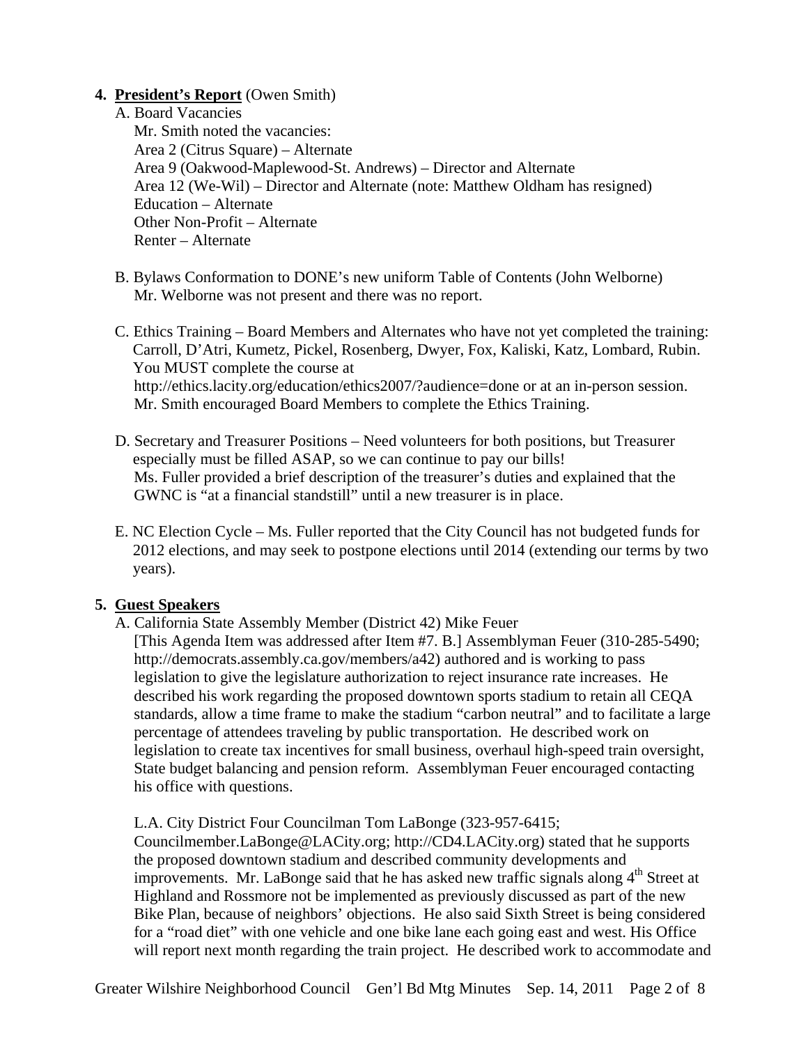4. **President's Report** (Owen Smith)

   A. Board Vacancies

   Mr. Smith noted the vacancies:
   Area 2 (Citrus Square) – Alternate
   Area 9 (Oakwood-Maplewood-St. Andrews) – Director and Alternate
   Area 12 (We-Wil) – Director and Alternate (note: Matthew Oldham has resigned)
   Education – Alternate
   Other Non-Profit – Alternate
   Renter – Alternate

   B. Bylaws Conformation to DONE's new uniform Table of Contents (John Welborne)
   Mr. Welborne was not present and there was no report.

   C. Ethics Training – Board Members and Alternates who have not yet completed the training: Carroll, D'Atri, Kumetz, Pickel, Rosenberg, Dwyer, Fox, Kaliski, Katz, Lombard, Rubin. You MUST complete the course at http://ethics.lacity.org/education/ethics2007/?audience=done or at an in-person session. Mr. Smith encouraged Board Members to complete the Ethics Training.

   D. Secretary and Treasurer Positions – Need volunteers for both positions, but Treasurer especially must be filled ASAP, so we can continue to pay our bills!
   Ms. Fuller provided a brief description of the treasurer's duties and explained that the GWNC is "at a financial standstill" until a new treasurer is in place.

   E. NC Election Cycle – Ms. Fuller reported that the City Council has not budgeted funds for 2012 elections, and may seek to postpone elections until 2014 (extending our terms by two years).

5. **Guest Speakers**

   A. California State Assembly Member (District 42) Mike Feuer
   [This Agenda Item was addressed after Item #7. B.] Assemblyman Feuer (310-285-5490; http://democrats.assembly.ca.gov/members/a42) authored and is working to pass legislation to give the legislature authorization to reject insurance rate increases. He described his work regarding the proposed downtown sports stadium to retain all CEQA standards, allow a time frame to make the stadium "carbon neutral" and to facilitate a large percentage of attendees traveling by public transportation. He described work on legislation to create tax incentives for small business, overhaul high-speed train oversight, State budget balancing and pension reform. Assemblyman Feuer encouraged contacting his office with questions.

   L.A. City District Four Councilman Tom LaBonge (323-957-6415; Councilmember.LaBonge@LACity.org; http://CD4.LACity.org) stated that he supports the proposed downtown stadium and described community developments and improvements. Mr. LaBonge said that he has asked new traffic signals along 4th Street at Highland and Rossmore not be implemented as previously discussed as part of the new Bike Plan, because of neighbors' objections. He also said Sixth Street is being considered for a "road diet" with one vehicle and one bike lane each going east and west. His Office will report next month regarding the train project. He described work to accommodate and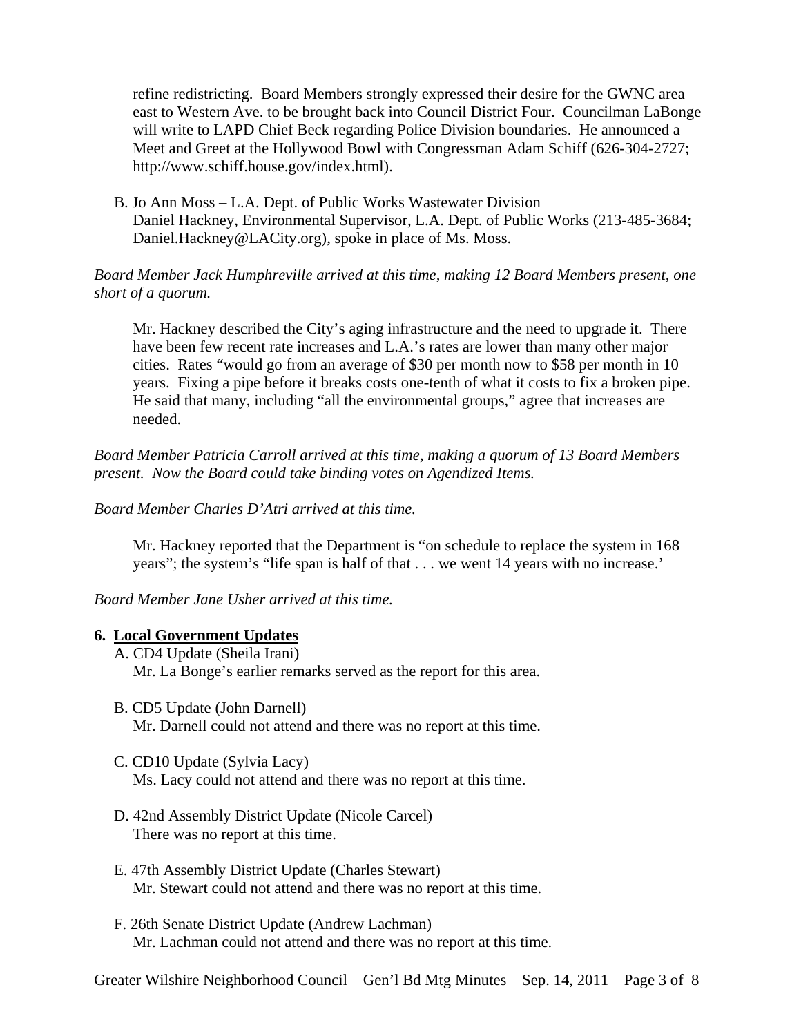refine redistricting. Board Members strongly expressed their desire for the GWNC area east to Western Ave. to be brought back into Council District Four. Councilman LaBonge will write to LAPD Chief Beck regarding Police Division boundaries. He announced a Meet and Greet at the Hollywood Bowl with Congressman Adam Schiff (626-304-2727; http://www.schiff.house.gov/index.html).

B. Jo Ann Moss – L.A. Dept. of Public Works Wastewater Division
Daniel Hackney, Environmental Supervisor, L.A. Dept. of Public Works (213-485-3684; Daniel.Hackney@LACity.org), spoke in place of Ms. Moss.

*Board Member Jack Humphreville arrived at this time, making 12 Board Members present, one short of a quorum.*

Mr. Hackney described the City's aging infrastructure and the need to upgrade it. There have been few recent rate increases and L.A.'s rates are lower than many other major cities. Rates "would go from an average of $30 per month now to $58 per month in 10 years. Fixing a pipe before it breaks costs one-tenth of what it costs to fix a broken pipe. He said that many, including "all the environmental groups," agree that increases are needed.

*Board Member Patricia Carroll arrived at this time, making a quorum of 13 Board Members present. Now the Board could take binding votes on Agendized Items.*

*Board Member Charles D'Atri arrived at this time.*

Mr. Hackney reported that the Department is "on schedule to replace the system in 168 years"; the system's "life span is half of that . . . we went 14 years with no increase.'

*Board Member Jane Usher arrived at this time.*

**6. Local Government Updates**

A. CD4 Update (Sheila Irani)
Mr. La Bonge's earlier remarks served as the report for this area.

B. CD5 Update (John Darnell)
Mr. Darnell could not attend and there was no report at this time.

C. CD10 Update (Sylvia Lacy)
Ms. Lacy could not attend and there was no report at this time.

D. 42nd Assembly District Update (Nicole Carcel)
There was no report at this time.

E. 47th Assembly District Update (Charles Stewart)
Mr. Stewart could not attend and there was no report at this time.

F. 26th Senate District Update (Andrew Lachman)
Mr. Lachman could not attend and there was no report at this time.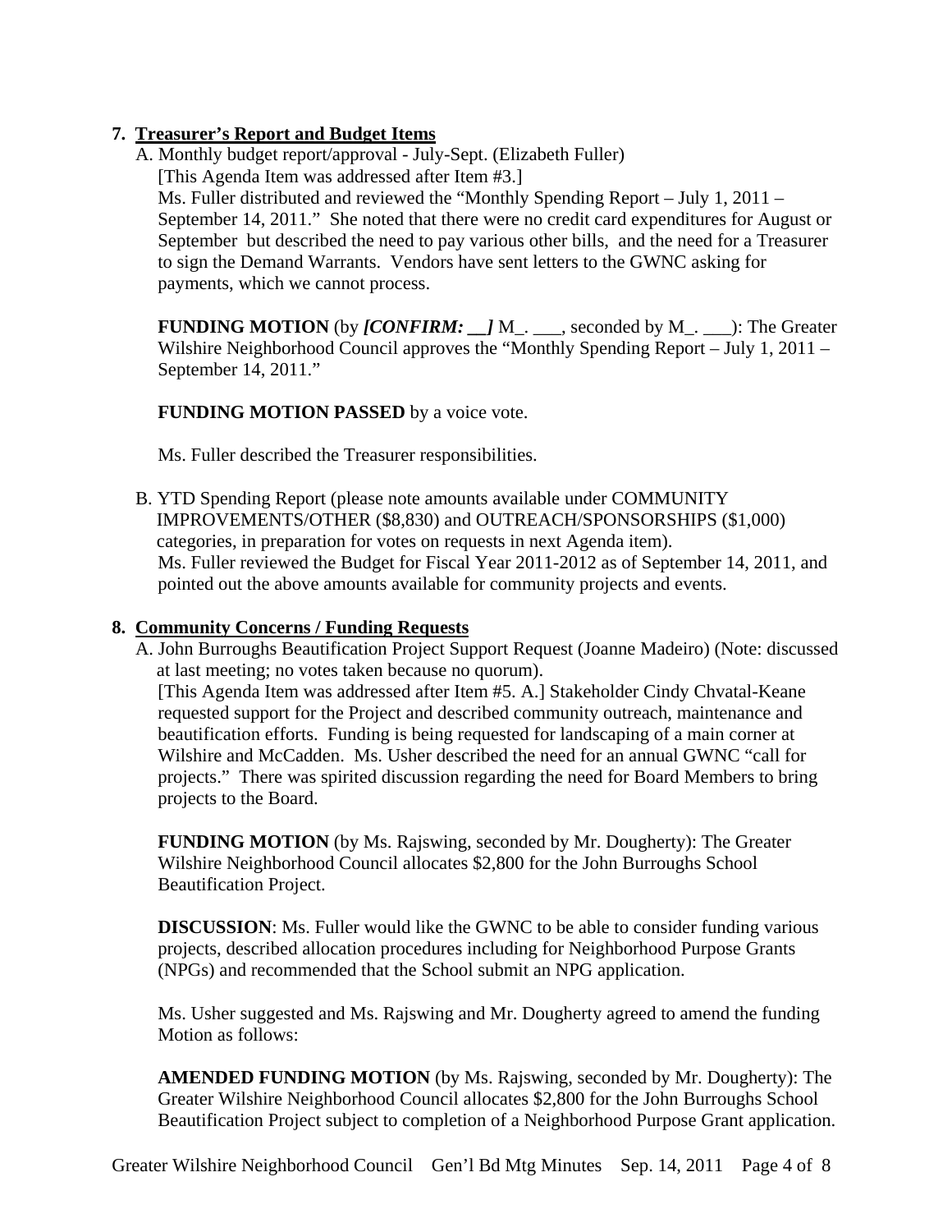**7. Treasurer's Report and Budget Items**

A. Monthly budget report/approval - July-Sept. (Elizabeth Fuller)
[This Agenda Item was addressed after Item #3.]
Ms. Fuller distributed and reviewed the "Monthly Spending Report – July 1, 2011 – September 14, 2011." She noted that there were no credit card expenditures for August or September but described the need to pay various other bills, and the need for a Treasurer to sign the Demand Warrants. Vendors have sent letters to the GWNC asking for payments, which we cannot process.

**FUNDING MOTION** (by ***[CONFIRM: __]*** M_. ___, seconded by M_. ___): The Greater Wilshire Neighborhood Council approves the "Monthly Spending Report – July 1, 2011 – September 14, 2011."

**FUNDING MOTION PASSED** by a voice vote.

Ms. Fuller described the Treasurer responsibilities.

B. YTD Spending Report (please note amounts available under COMMUNITY IMPROVEMENTS/OTHER ($8,830) and OUTREACH/SPONSORSHIPS ($1,000) categories, in preparation for votes on requests in next Agenda item).
Ms. Fuller reviewed the Budget for Fiscal Year 2011-2012 as of September 14, 2011, and pointed out the above amounts available for community projects and events.

**8. Community Concerns / Funding Requests**

A. John Burroughs Beautification Project Support Request (Joanne Madeiro) (Note: discussed at last meeting; no votes taken because no quorum).
[This Agenda Item was addressed after Item #5. A.] Stakeholder Cindy Chvatal-Keane requested support for the Project and described community outreach, maintenance and beautification efforts. Funding is being requested for landscaping of a main corner at Wilshire and McCadden. Ms. Usher described the need for an annual GWNC "call for projects." There was spirited discussion regarding the need for Board Members to bring projects to the Board.

**FUNDING MOTION** (by Ms. Rajswing, seconded by Mr. Dougherty): The Greater Wilshire Neighborhood Council allocates $2,800 for the John Burroughs School Beautification Project.

**DISCUSSION**: Ms. Fuller would like the GWNC to be able to consider funding various projects, described allocation procedures including for Neighborhood Purpose Grants (NPGs) and recommended that the School submit an NPG application.

Ms. Usher suggested and Ms. Rajswing and Mr. Dougherty agreed to amend the funding Motion as follows:

**AMENDED FUNDING MOTION** (by Ms. Rajswing, seconded by Mr. Dougherty): The Greater Wilshire Neighborhood Council allocates $2,800 for the John Burroughs School Beautification Project subject to completion of a Neighborhood Purpose Grant application.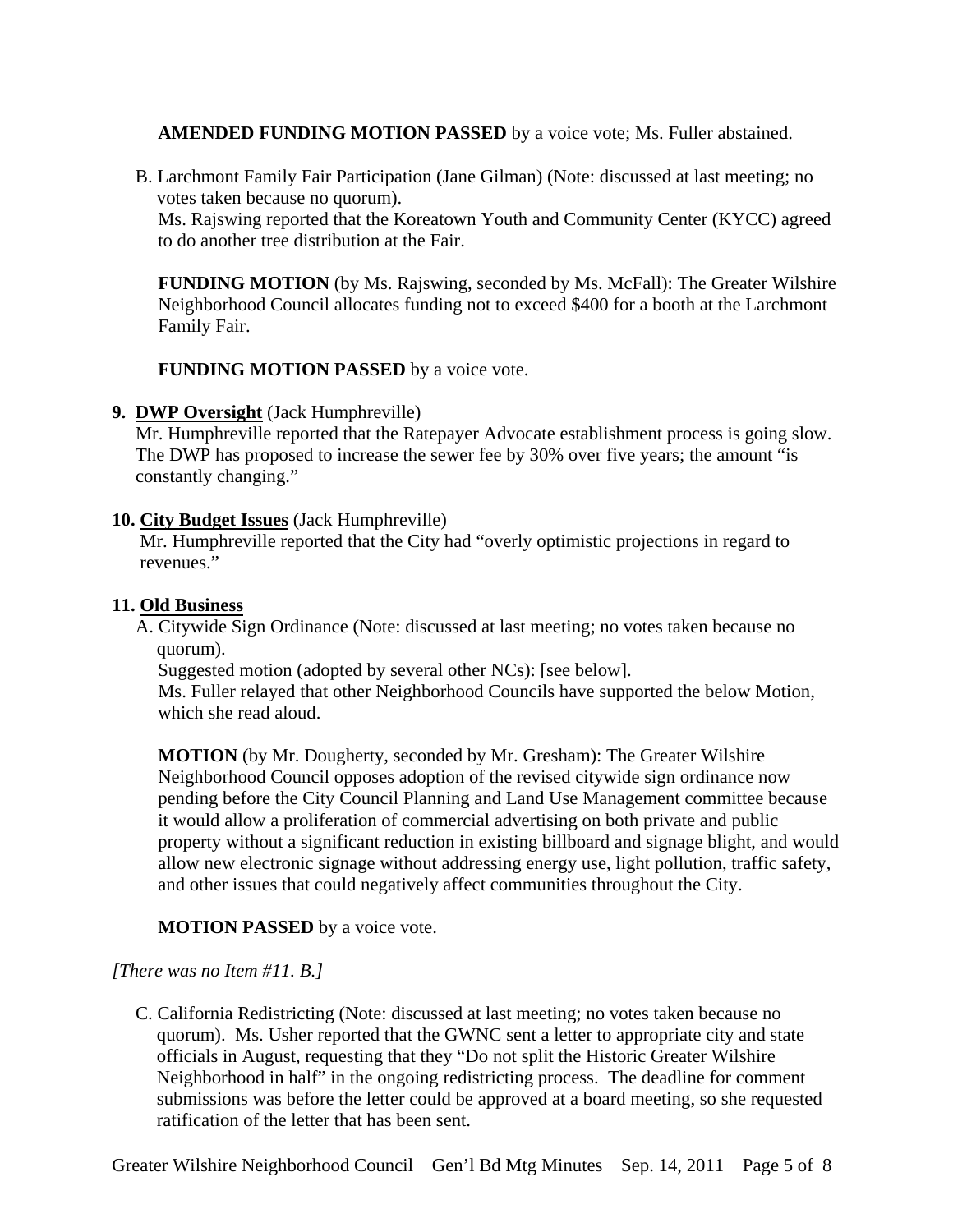**AMENDED FUNDING MOTION PASSED** by a voice vote; Ms. Fuller abstained.

B. Larchmont Family Fair Participation (Jane Gilman) (Note: discussed at last meeting; no votes taken because no quorum).
Ms. Rajswing reported that the Koreatown Youth and Community Center (KYCC) agreed to do another tree distribution at the Fair.

**FUNDING MOTION** (by Ms. Rajswing, seconded by Ms. McFall): The Greater Wilshire Neighborhood Council allocates funding not to exceed $400 for a booth at the Larchmont Family Fair.

**FUNDING MOTION PASSED** by a voice vote.

**9. DWP Oversight** (Jack Humphreville)
Mr. Humphreville reported that the Ratepayer Advocate establishment process is going slow. The DWP has proposed to increase the sewer fee by 30% over five years; the amount "is constantly changing."

**10. City Budget Issues** (Jack Humphreville)
Mr. Humphreville reported that the City had "overly optimistic projections in regard to revenues."

**11. Old Business**

A. Citywide Sign Ordinance (Note: discussed at last meeting; no votes taken because no quorum).
Suggested motion (adopted by several other NCs): [see below].
Ms. Fuller relayed that other Neighborhood Councils have supported the below Motion, which she read aloud.

**MOTION** (by Mr. Dougherty, seconded by Mr. Gresham): The Greater Wilshire Neighborhood Council opposes adoption of the revised citywide sign ordinance now pending before the City Council Planning and Land Use Management committee because it would allow a proliferation of commercial advertising on both private and public property without a significant reduction in existing billboard and signage blight, and would allow new electronic signage without addressing energy use, light pollution, traffic safety, and other issues that could negatively affect communities throughout the City.

**MOTION PASSED** by a voice vote.

*[There was no Item #11. B.]*

C. California Redistricting (Note: discussed at last meeting; no votes taken because no quorum). Ms. Usher reported that the GWNC sent a letter to appropriate city and state officials in August, requesting that they "Do not split the Historic Greater Wilshire Neighborhood in half" in the ongoing redistricting process. The deadline for comment submissions was before the letter could be approved at a board meeting, so she requested ratification of the letter that has been sent.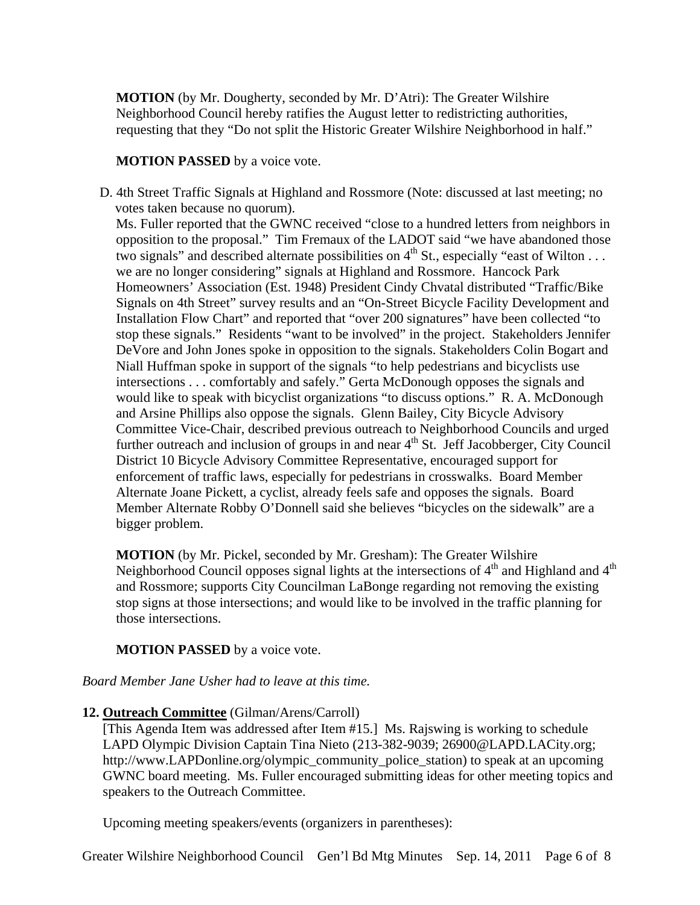**MOTION** (by Mr. Dougherty, seconded by Mr. D'Atri): The Greater Wilshire Neighborhood Council hereby ratifies the August letter to redistricting authorities, requesting that they "Do not split the Historic Greater Wilshire Neighborhood in half."

**MOTION PASSED** by a voice vote.

D. 4th Street Traffic Signals at Highland and Rossmore (Note: discussed at last meeting; no votes taken because no quorum).
Ms. Fuller reported that the GWNC received "close to a hundred letters from neighbors in opposition to the proposal." Tim Fremaux of the LADOT said "we have abandoned those two signals" and described alternate possibilities on 4th St., especially "east of Wilton . . . we are no longer considering" signals at Highland and Rossmore. Hancock Park Homeowners' Association (Est. 1948) President Cindy Chvatal distributed "Traffic/Bike Signals on 4th Street" survey results and an "On-Street Bicycle Facility Development and Installation Flow Chart" and reported that "over 200 signatures" have been collected "to stop these signals." Residents "want to be involved" in the project. Stakeholders Jennifer DeVore and John Jones spoke in opposition to the signals. Stakeholders Colin Bogart and Niall Huffman spoke in support of the signals "to help pedestrians and bicyclists use intersections . . . comfortably and safely." Gerta McDonough opposes the signals and would like to speak with bicyclist organizations "to discuss options." R. A. McDonough and Arsine Phillips also oppose the signals. Glenn Bailey, City Bicycle Advisory Committee Vice-Chair, described previous outreach to Neighborhood Councils and urged further outreach and inclusion of groups in and near 4th St. Jeff Jacobberger, City Council District 10 Bicycle Advisory Committee Representative, encouraged support for enforcement of traffic laws, especially for pedestrians in crosswalks. Board Member Alternate Joane Pickett, a cyclist, already feels safe and opposes the signals. Board Member Alternate Robby O'Donnell said she believes "bicycles on the sidewalk" are a bigger problem.

**MOTION** (by Mr. Pickel, seconded by Mr. Gresham): The Greater Wilshire Neighborhood Council opposes signal lights at the intersections of 4th and Highland and 4th and Rossmore; supports City Councilman LaBonge regarding not removing the existing stop signs at those intersections; and would like to be involved in the traffic planning for those intersections.

**MOTION PASSED** by a voice vote.

*Board Member Jane Usher had to leave at this time.*

**12. Outreach Committee** (Gilman/Arens/Carroll)
[This Agenda Item was addressed after Item #15.] Ms. Rajswing is working to schedule LAPD Olympic Division Captain Tina Nieto (213-382-9039; 26900@LAPD.LACity.org; http://www.LAPDonline.org/olympic_community_police_station) to speak at an upcoming GWNC board meeting. Ms. Fuller encouraged submitting ideas for other meeting topics and speakers to the Outreach Committee.

Upcoming meeting speakers/events (organizers in parentheses):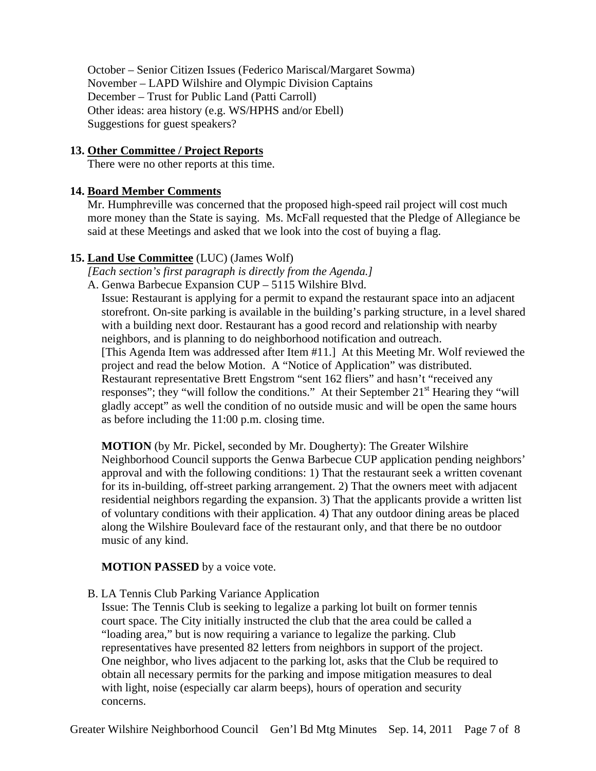October – Senior Citizen Issues (Federico Mariscal/Margaret Sowma)
November – LAPD Wilshire and Olympic Division Captains
December – Trust for Public Land (Patti Carroll)
Other ideas: area history (e.g. WS/HPHS and/or Ebell)
Suggestions for guest speakers?

**13. Other Committee / Project Reports**

There were no other reports at this time.

**14. Board Member Comments**

Mr. Humphreville was concerned that the proposed high-speed rail project will cost much more money than the State is saying. Ms. McFall requested that the Pledge of Allegiance be said at these Meetings and asked that we look into the cost of buying a flag.

**15. Land Use Committee** (LUC) (James Wolf)

*[Each section's first paragraph is directly from the Agenda.]*

A. Genwa Barbecue Expansion CUP – 5115 Wilshire Blvd.

Issue: Restaurant is applying for a permit to expand the restaurant space into an adjacent storefront. On-site parking is available in the building's parking structure, in a level shared with a building next door. Restaurant has a good record and relationship with nearby neighbors, and is planning to do neighborhood notification and outreach.
[This Agenda Item was addressed after Item #11.] At this Meeting Mr. Wolf reviewed the project and read the below Motion. A "Notice of Application" was distributed. Restaurant representative Brett Engstrom "sent 162 fliers" and hasn't "received any responses"; they "will follow the conditions." At their September 21st Hearing they "will gladly accept" as well the condition of no outside music and will be open the same hours as before including the 11:00 p.m. closing time.

**MOTION** (by Mr. Pickel, seconded by Mr. Dougherty): The Greater Wilshire Neighborhood Council supports the Genwa Barbecue CUP application pending neighbors' approval and with the following conditions: 1) That the restaurant seek a written covenant for its in-building, off-street parking arrangement. 2) That the owners meet with adjacent residential neighbors regarding the expansion. 3) That the applicants provide a written list of voluntary conditions with their application. 4) That any outdoor dining areas be placed along the Wilshire Boulevard face of the restaurant only, and that there be no outdoor music of any kind.

**MOTION PASSED** by a voice vote.

B. LA Tennis Club Parking Variance Application

Issue: The Tennis Club is seeking to legalize a parking lot built on former tennis court space. The City initially instructed the club that the area could be called a "loading area," but is now requiring a variance to legalize the parking. Club representatives have presented 82 letters from neighbors in support of the project. One neighbor, who lives adjacent to the parking lot, asks that the Club be required to obtain all necessary permits for the parking and impose mitigation measures to deal with light, noise (especially car alarm beeps), hours of operation and security concerns.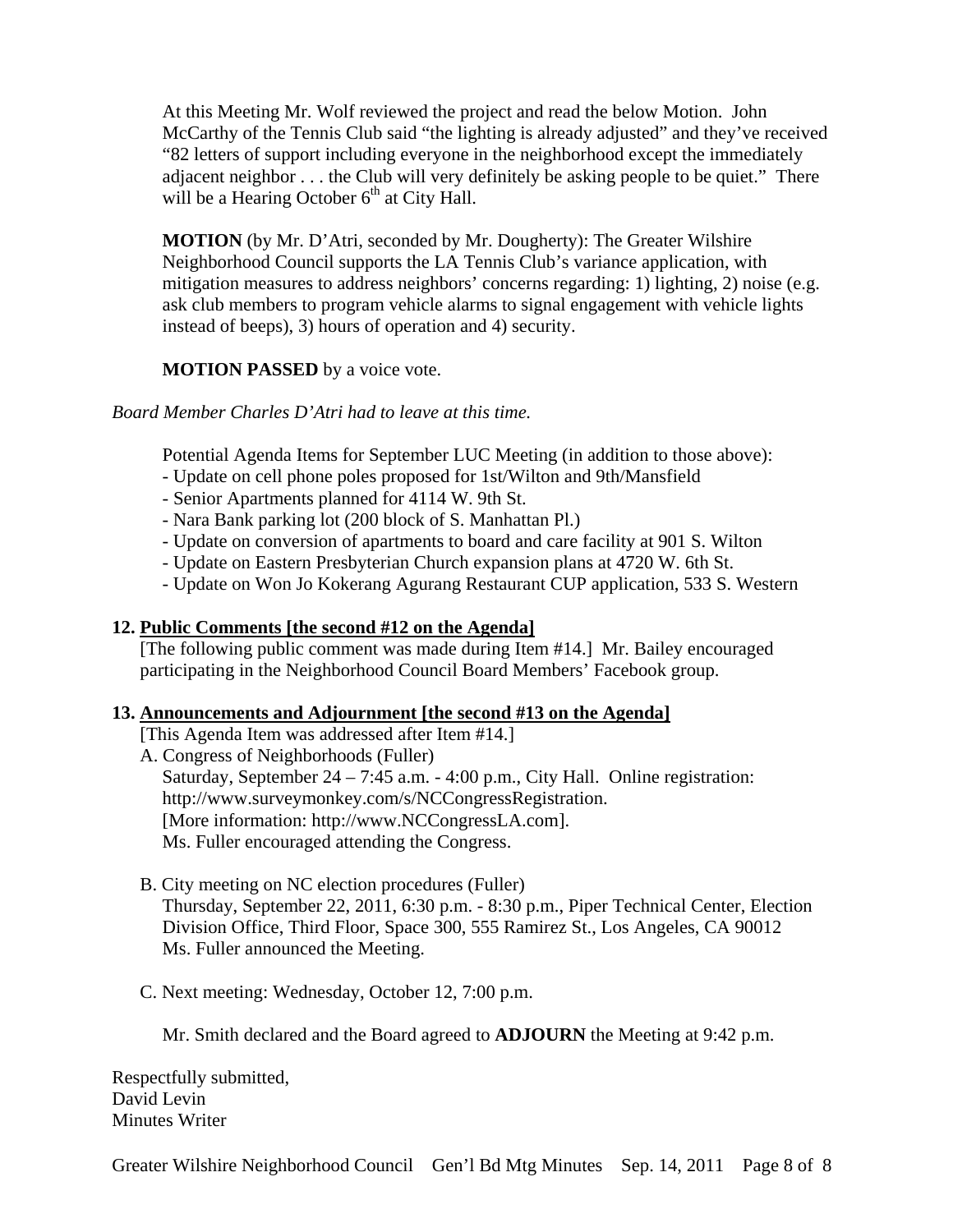At this Meeting Mr. Wolf reviewed the project and read the below Motion. John McCarthy of the Tennis Club said "the lighting is already adjusted" and they've received "82 letters of support including everyone in the neighborhood except the immediately adjacent neighbor . . . the Club will very definitely be asking people to be quiet." There will be a Hearing October 6th at City Hall.

**MOTION** (by Mr. D'Atri, seconded by Mr. Dougherty): The Greater Wilshire Neighborhood Council supports the LA Tennis Club's variance application, with mitigation measures to address neighbors' concerns regarding: 1) lighting, 2) noise (e.g. ask club members to program vehicle alarms to signal engagement with vehicle lights instead of beeps), 3) hours of operation and 4) security.

**MOTION PASSED** by a voice vote.

*Board Member Charles D'Atri had to leave at this time.*

Potential Agenda Items for September LUC Meeting (in addition to those above):
- Update on cell phone poles proposed for 1st/Wilton and 9th/Mansfield
- Senior Apartments planned for 4114 W. 9th St.
- Nara Bank parking lot (200 block of S. Manhattan Pl.)
- Update on conversion of apartments to board and care facility at 901 S. Wilton
- Update on Eastern Presbyterian Church expansion plans at 4720 W. 6th St.
- Update on Won Jo Kokerang Agurang Restaurant CUP application, 533 S. Western

**12. <u>Public Comments [the second #12 on the Agenda]</u>**

[The following public comment was made during Item #14.] Mr. Bailey encouraged participating in the Neighborhood Council Board Members' Facebook group.

**13. <u>Announcements and Adjournment [the second #13 on the Agenda]</u>**

[This Agenda Item was addressed after Item #14.]

A. Congress of Neighborhoods (Fuller)
Saturday, September 24 – 7:45 a.m. - 4:00 p.m., City Hall. Online registration: http://www.surveymonkey.com/s/NCCongressRegistration.
[More information: http://www.NCCongressLA.com].
Ms. Fuller encouraged attending the Congress.

B. City meeting on NC election procedures (Fuller)
Thursday, September 22, 2011, 6:30 p.m. - 8:30 p.m., Piper Technical Center, Election Division Office, Third Floor, Space 300, 555 Ramirez St., Los Angeles, CA 90012
Ms. Fuller announced the Meeting.

C. Next meeting: Wednesday, October 12, 7:00 p.m.

Mr. Smith declared and the Board agreed to **ADJOURN** the Meeting at 9:42 p.m.

Respectfully submitted,
David Levin
Minutes Writer